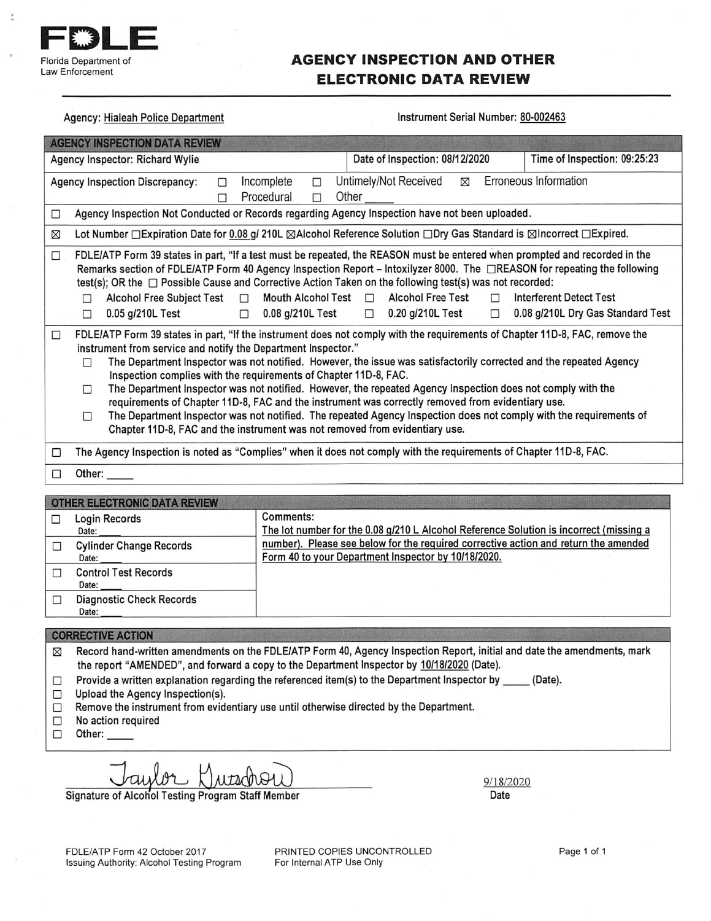**FDLE**
Florida Department of Law Enforcement

# AGENCY INSPECTION AND OTHER ELECTRONIC DATA REVIEW

Agency: Hiealeah Police Department

Instrument Serial Number: 80-002463

## AGENCY INSPECTION DATA REVIEW

| Agency Inspector: Richard Wylie | Date of Inspection: 08/12/2020 | Time of Inspection: 09:25:23 |
|---|---|---|

Agency Inspection Discrepancy: ☐ Incomplete ☐ Untimely/Not Received ☒ Erroneous Information ☐ Procedural ☐ Other _____

☐ Agency Inspection Not Conducted or Records regarding Agency Inspection have not been uploaded.

☒ Lot Number ☐Expiration Date for 0.08 g/ 210L ☒Alcohol Reference Solution ☐Dry Gas Standard is ☒Incorrect ☐Expired.

☐ FDLE/ATP Form 39 states in part, "If a test must be repeated, the REASON must be entered when prompted and recorded in the Remarks section of FDLE/ATP Form 40 Agency Inspection Report – Intoxilyzer 8000. The ☐REASON for repeating the following test(s); OR the ☐ Possible Cause and Corrective Action Taken on the following test(s) was not recorded:

- ☐ Alcohol Free Subject Test ☐ Mouth Alcohol Test ☐ Alcohol Free Test ☐ Interferent Detect Test
- ☐ 0.05 g/210L Test ☐ 0.08 g/210L Test ☐ 0.20 g/210L Test ☐ 0.08 g/210L Dry Gas Standard Test

☐ FDLE/ATP Form 39 states in part, "If the instrument does not comply with the requirements of Chapter 11D-8, FAC, remove the instrument from service and notify the Department Inspector."

- ☐ The Department Inspector was not notified. However, the issue was satisfactorily corrected and the repeated Agency Inspection complies with the requirements of Chapter 11D-8, FAC.
- ☐ The Department Inspector was not notified. However, the repeated Agency Inspection does not comply with the requirements of Chapter 11D-8, FAC and the instrument was correctly removed from evidentiary use.
- ☐ The Department Inspector was not notified. The repeated Agency Inspection does not comply with the requirements of Chapter 11D-8, FAC and the instrument was not removed from evidentiary use.

☐ The Agency Inspection is noted as "Complies" when it does not comply with the requirements of Chapter 11D-8, FAC.

☐ Other: _____

## OTHER ELECTRONIC DATA REVIEW

| | |
|---|---|
| ☐ Login Records Date: _____ | Comments: The lot number for the 0.08 g/210 L Alcohol Reference Solution is incorrect (missing a number). Please see below for the required corrective action and return the amended Form 40 to your Department Inspector by 10/18/2020. |
| ☐ Cylinder Change Records Date: _____ | |
| ☐ Control Test Records Date: _____ | |
| ☐ Diagnostic Check Records Date: _____ | |

## CORRECTIVE ACTION

- ☒ Record hand-written amendments on the FDLE/ATP Form 40, Agency Inspection Report, initial and date the amendments, mark the report "AMENDED", and forward a copy to the Department Inspector by 10/18/2020 (Date).
- ☐ Provide a written explanation regarding the referenced item(s) to the Department Inspector by _____ (Date).
- ☐ Upload the Agency Inspection(s).
- ☐ Remove the instrument from evidentiary use until otherwise directed by the Department.
- ☐ No action required
- ☐ Other: _____

Taylor Knudson
Signature of Alcohol Testing Program Staff Member

9/18/2020
Date

FDLE/ATP Form 42 October 2017
Issuing Authority: Alcohol Testing Program

PRINTED COPIES UNCONTROLLED
For Internal ATP Use Only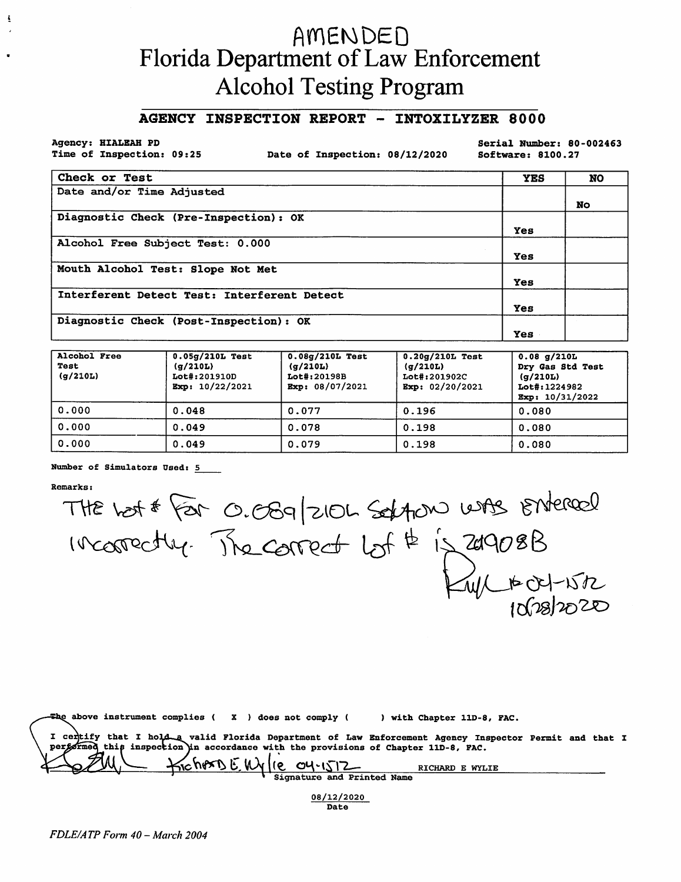# AMENDED

# Florida Department of Law Enforcement
# Alcohol Testing Program

## AGENCY INSPECTION REPORT - INTOXILYZER 8000

**Agency:** HIALEAH PD
**Time of Inspection:** 09:25
**Date of Inspection:** 08/12/2020
**Serial Number:** 80-002463
**Software:** 8100.27

| Check or Test | YES | NO |
|---|---|---|
| Date and/or Time Adjusted | | No |
| Diagnostic Check (Pre-Inspection): OK | Yes | |
| Alcohol Free Subject Test: 0.000 | Yes | |
| Mouth Alcohol Test: Slope Not Met | Yes | |
| Interferent Detect Test: Interferent Detect | Yes | |
| Diagnostic Check (Post-Inspection): OK | Yes | |

| Alcohol Free Test (g/210L) | 0.05g/210L Test (g/210L) Lot#:201910D Exp: 10/22/2021 | 0.08g/210L Test (g/210L) Lot#:20198B Exp: 08/07/2021 | 0.20g/210L Test (g/210L) Lot#:201902C Exp: 02/20/2021 | 0.08 g/210L Dry Gas Std Test (g/210L) Lot#:1224982 Exp: 10/31/2022 |
|---|---|---|---|---|
| 0.000 | 0.048 | 0.077 | 0.196 | 0.080 |
| 0.000 | 0.049 | 0.078 | 0.198 | 0.080 |
| 0.000 | 0.049 | 0.079 | 0.198 | 0.080 |

**Number of Simulators Used:** 5

**Remarks:**

THE lot # for 0.08g/210L Solution was entered incorrectly. The correct lot # is 201908B

RW # 04-1512
10/28/2020

The above instrument complies ( X ) does not comply ( ) with Chapter 11D-8, FAC.

I certify that I hold a valid Florida Department of Law Enforcement Agency Inspector Permit and that I performed this inspection in accordance with the provisions of Chapter 11D-8, FAC.

Richard E. Wylie 04-1512 RICHARD E WYLIE
Signature and Printed Name

08/12/2020
Date

*FDLE/ATP Form 40 – March 2004*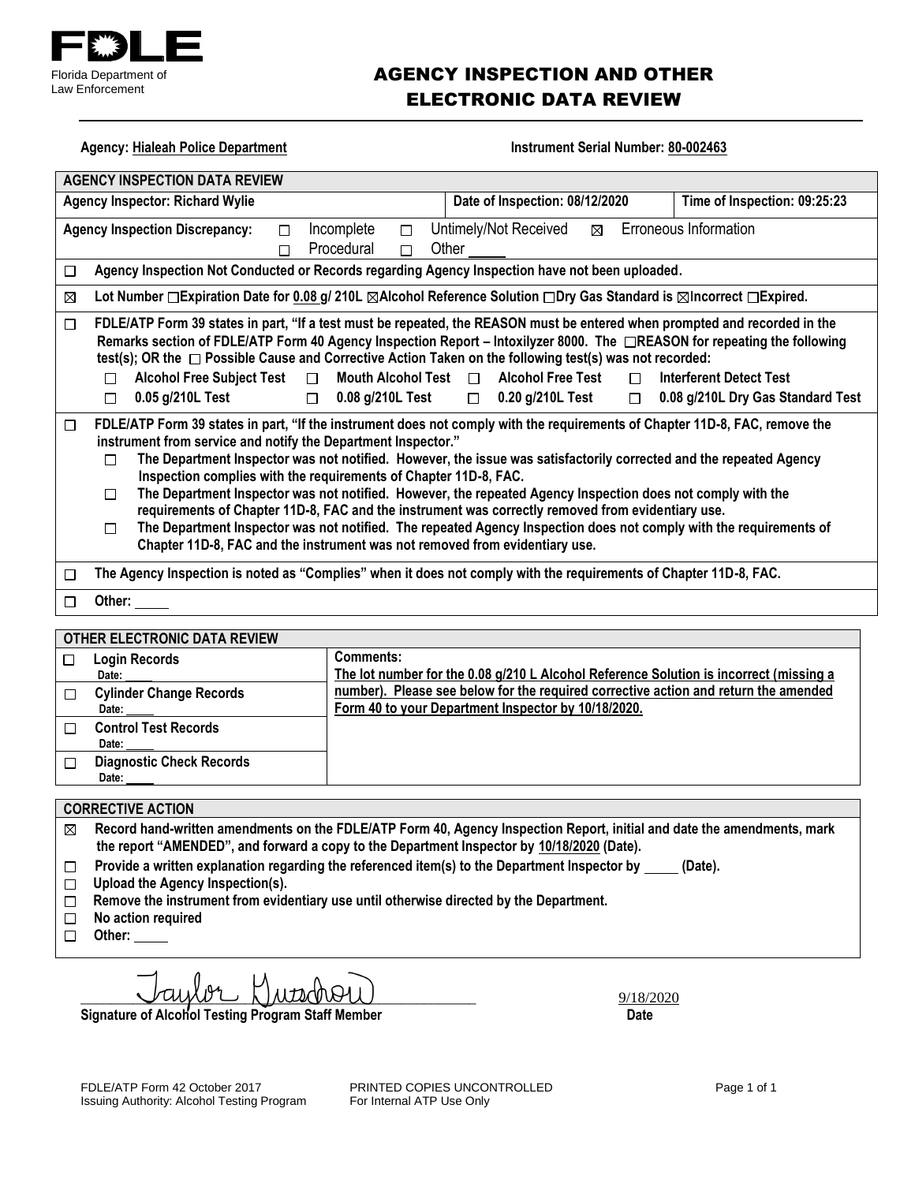FDLE

Florida Department of Law Enforcement

# AGENCY INSPECTION AND OTHER ELECTRONIC DATA REVIEW

**Agency:** Hialeah Police Department **Instrument Serial Number:** 80-002463

## AGENCY INSPECTION DATA REVIEW

| | | |
|---|---|---|
| **Agency Inspector:** Richard Wylie | **Date of Inspection:** 08/12/2020 | **Time of Inspection:** 09:25:23 |

**Agency Inspection Discrepancy:** ☐ Incomplete ☐ Untimely/Not Received ☒ Erroneous Information ☐ Procedural ☐ Other

☐ **Agency Inspection Not Conducted or Records regarding Agency Inspection have not been uploaded.**

☒ **Lot Number ☐Expiration Date for 0.08 g/ 210L ☒Alcohol Reference Solution ☐Dry Gas Standard is ☒Incorrect ☐Expired.**

☐ **FDLE/ATP Form 39 states in part, "If a test must be repeated, the REASON must be entered when prompted and recorded in the Remarks section of FDLE/ATP Form 40 Agency Inspection Report – Intoxilyzer 8000. The ☐REASON for repeating the following test(s); OR the ☐ Possible Cause and Corrective Action Taken on the following test(s) was not recorded:**

- ☐ Alcohol Free Subject Test ☐ Mouth Alcohol Test ☐ Alcohol Free Test ☐ Interferent Detect Test
- ☐ 0.05 g/210L Test ☐ 0.08 g/210L Test ☐ 0.20 g/210L Test ☐ 0.08 g/210L Dry Gas Standard Test

☐ **FDLE/ATP Form 39 states in part, "If the instrument does not comply with the requirements of Chapter 11D-8, FAC, remove the instrument from service and notify the Department Inspector."**

- ☐ The Department Inspector was not notified. However, the issue was satisfactorily corrected and the repeated Agency Inspection complies with the requirements of Chapter 11D-8, FAC.
- ☐ The Department Inspector was not notified. However, the repeated Agency Inspection does not comply with the requirements of Chapter 11D-8, FAC and the instrument was correctly removed from evidentiary use.
- ☐ The Department Inspector was not notified. The repeated Agency Inspection does not comply with the requirements of Chapter 11D-8, FAC and the instrument was not removed from evidentiary use.

☐ **The Agency Inspection is noted as "Complies" when it does not comply with the requirements of Chapter 11D-8, FAC.**

☐ **Other:**

## OTHER ELECTRONIC DATA REVIEW

| | |
|---|---|
| ☐ **Login Records** Date: | **Comments:** The lot number for the 0.08 g/210 L Alcohol Reference Solution is incorrect (missing a number). Please see below for the required corrective action and return the amended Form 40 to your Department Inspector by 10/18/2020. |
| ☐ **Cylinder Change Records** Date: | |
| ☐ **Control Test Records** Date: | |
| ☐ **Diagnostic Check Records** Date: | |

## CORRECTIVE ACTION

- ☒ **Record hand-written amendments on the FDLE/ATP Form 40, Agency Inspection Report, initial and date the amendments, mark the report "AMENDED", and forward a copy to the Department Inspector by 10/18/2020 (Date).**
- ☐ **Provide a written explanation regarding the referenced item(s) to the Department Inspector by \_\_\_\_ (Date).**
- ☐ **Upload the Agency Inspection(s).**
- ☐ **Remove the instrument from evidentiary use until otherwise directed by the Department.**
- ☐ **No action required**
- ☐ **Other:**

Taylor Gustrow 9/18/2020

**Signature of Alcohol Testing Program Staff Member** **Date**

FDLE/ATP Form 42 October 2017
Issuing Authority: Alcohol Testing Program

PRINTED COPIES UNCONTROLLED
For Internal ATP Use Only